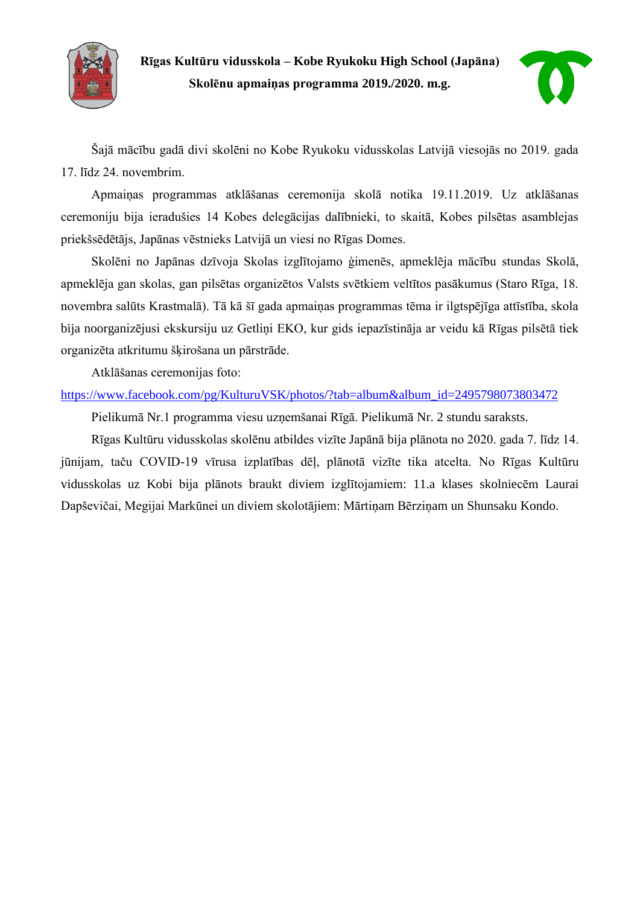**Rīgas Kultūru vidusskola – Kobe Ryukoku High School (Japāna)**

**Skolēnu apmaiņas programma 2019./2020. m.g.**

Šajā mācību gadā divi skolēni no Kobe Ryukoku vidusskolas Latvijā viesojās no 2019. gada 17. līdz 24. novembrim.

Apmaiņas programmas atklāšanas ceremonija skolā notika 19.11.2019. Uz atklāšanas ceremoniju bija ieradušies 14 Kobes delegācijas dalībnieki, to skaitā, Kobes pilsētas asamblejas priekšsēdētājs, Japānas vēstnieks Latvijā un viesi no Rīgas Domes.

Skolēni no Japānas dzīvoja Skolas izglītojamo ģimenēs, apmeklēja mācību stundas Skolā, apmeklēja gan skolas, gan pilsētas organizētos Valsts svētkiem veltītos pasākumus (Staro Rīga, 18. novembra salūts Krastmalā). Tā kā šī gada apmaiņas programmas tēma ir ilgtspējīga attīstība, skola bija noorganizējusi ekskursiju uz Getliņi EKO, kur gids iepazīstināja ar veidu kā Rīgas pilsētā tiek organizēta atkritumu šķirošana un pārstrāde.

Atklāšanas ceremonijas foto:

https://www.facebook.com/pg/KulturuVSK/photos/?tab=album&album_id=2495798073803472

Pielikumā Nr.1 programma viesu uzņemšanai Rīgā. Pielikumā Nr. 2 stundu saraksts.

Rīgas Kultūru vidusskolas skolēnu atbildes vizīte Japānā bija plānota no 2020. gada 7. līdz 14. jūnijam, taču COVID-19 vīrusa izplatības dēļ, plānotā vizīte tika atcelta. No Rīgas Kultūru vidusskolas uz Kobi bija plānots braukt diviem izglītojamiem: 11.a klases skolniecēm Laurai Dapševičai, Megijai Markūnei un diviem skolotājiem: Mārtiņam Bērziņam un Shunsaku Kondo.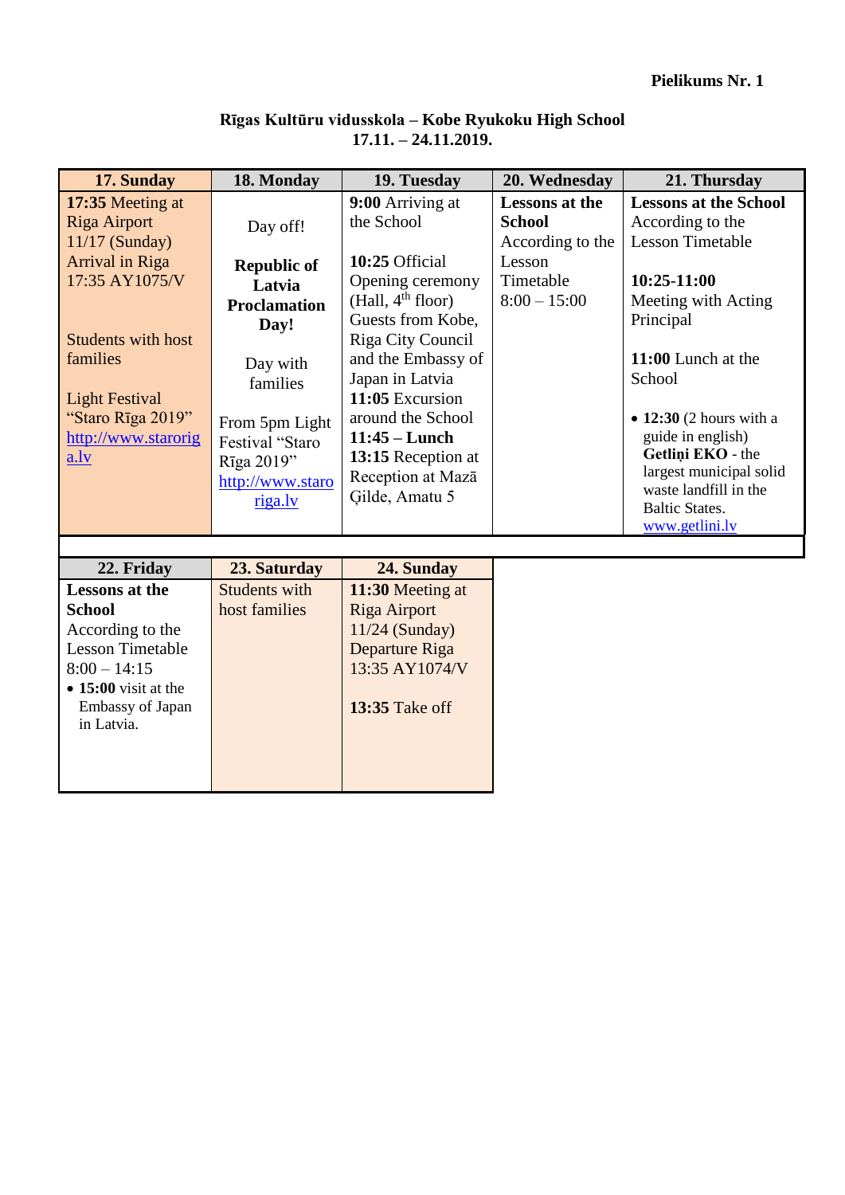**Pielikums Nr. 1**

**Rīgas Kultūru vidusskola – Kobe Ryukoku High School**
**17.11. – 24.11.2019.**

| 17. Sunday | 18. Monday | 19. Tuesday | 20. Wednesday | 21. Thursday |
|---|---|---|---|---|
| **17:35** Meeting at Riga Airport 11/17 (Sunday) Arrival in Riga 17:35 AY1075/V<br><br>Students with host families<br><br>Light Festival "Staro Rīga 2019" http://www.staroriga.lv | Day off!<br><br>**Republic of Latvia Proclamation Day!**<br><br>Day with families<br><br>From 5pm Light Festival "Staro Rīga 2019" http://www.staroriga.lv | **9:00** Arriving at the School<br><br>**10:25** Official Opening ceremony (Hall, 4th floor) Guests from Kobe, Riga City Council and the Embassy of Japan in Latvia<br>**11:05** Excursion around the School<br>**11:45 – Lunch**<br>**13:15** Reception at Reception at Mazā Ģilde, Amatu 5 | **Lessons at the School** According to the Lesson Timetable 8:00 – 15:00 | **Lessons at the School** According to the Lesson Timetable<br><br>**10:25-11:00** Meeting with Acting Principal<br><br>**11:00** Lunch at the School<br><br>• **12:30** (2 hours with a guide in english) **Getliņi EKO** - the largest municipal solid waste landfill in the Baltic States. www.getlini.lv |

| 22. Friday | 23. Saturday | 24. Sunday |
|---|---|---|
| **Lessons at the School** According to the Lesson Timetable 8:00 – 14:15<br>• **15:00** visit at the Embassy of Japan in Latvia. | Students with host families | **11:30** Meeting at Riga Airport 11/24 (Sunday) Departure Riga 13:35 AY1074/V<br><br>**13:35** Take off |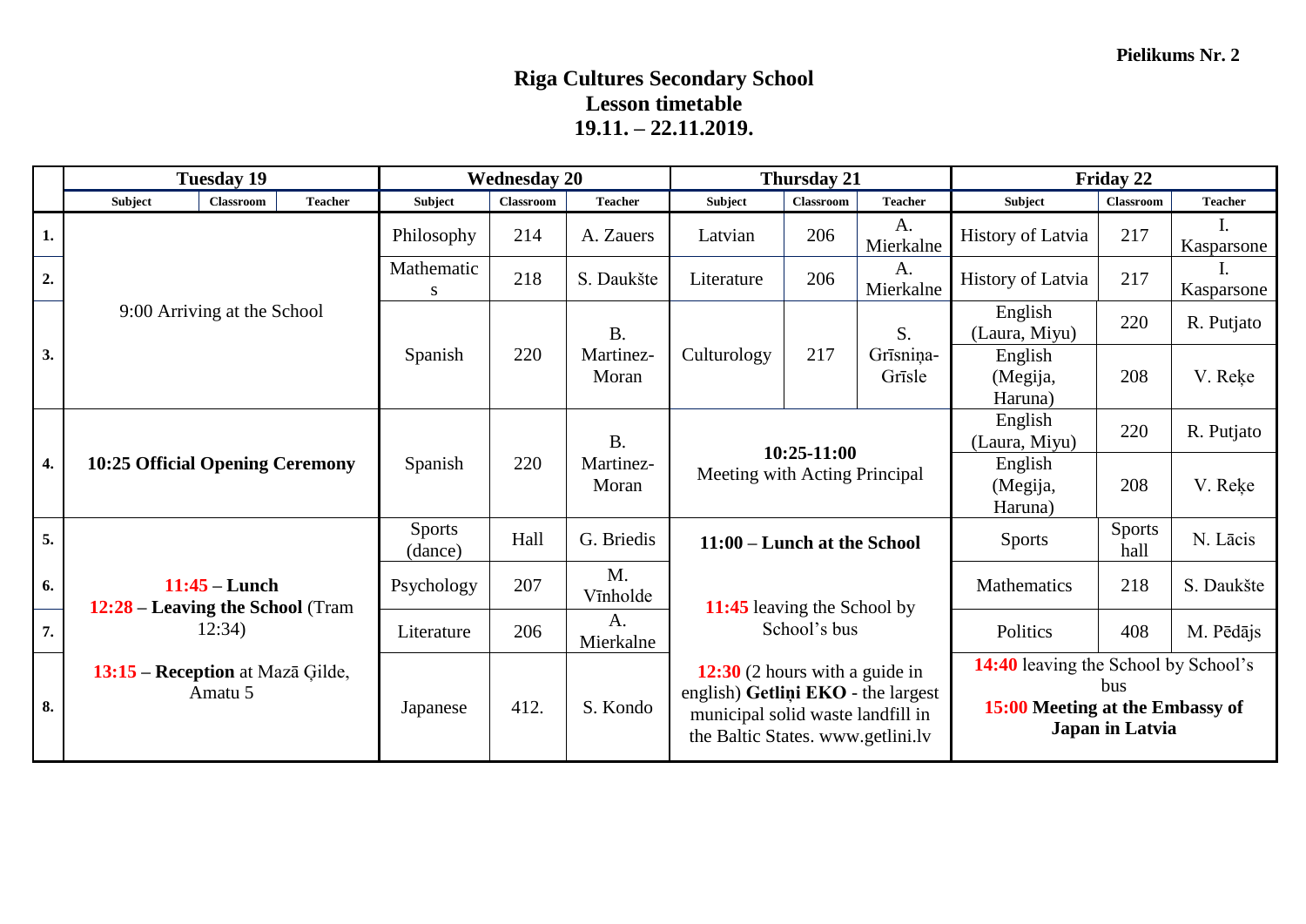**Pielikums Nr. 2**

# Riga Cultures Secondary School
## Lesson timetable
## 19.11. – 22.11.2019.

| | Tuesday 19 | | | Wednesday 20 | | | Thursday 21 | | | Friday 22 | | |
|---|---|---|---|---|---|---|---|---|---|---|---|---|
| | Subject | Classroom | Teacher | Subject | Classroom | Teacher | Subject | Classroom | Teacher | Subject | Classroom | Teacher |
| 1. | 9:00 Arriving at the School | | | Philosophy | 214 | A. Zauers | Latvian | 206 | A. Mierkalne | History of Latvia | 217 | I. Kasparsone |
| 2. | | | | Mathematics | 218 | S. Daukšte | Literature | 206 | A. Mierkalne | History of Latvia | 217 | I. Kasparsone |
| 3. | | | | Spanish | 220 | B. Martinez-Moran | Culturology | 217 | S. Grīsniņa-Grīsle | English (Laura, Miyu) | 220 | R. Putjato |
| | | | | | | | | | | English (Megija, Haruna) | 208 | V. Reķe |
| 4. | **10:25 Official Opening Ceremony** | | | Spanish | 220 | B. Martinez-Moran | **10:25-11:00** Meeting with Acting Principal | | | English (Laura, Miyu) | 220 | R. Putjato |
| | | | | | | | | | | English (Megija, Haruna) | 208 | V. Reķe |
| 5. | **11:45 – Lunch** **12:28 – Leaving the School** (Tram 12:34) **13:15 – Reception** at Mazā Ģilde, Amatu 5 | | | Sports (dance) | Hall | G. Briedis | **11:00 – Lunch at the School** | | | Sports | Sports hall | N. Lācis |
| 6. | | | | Psychology | 207 | M. Vīnholde | **11:45** leaving the School by School's bus **12:30** (2 hours with a guide in english) **Getliņi EKO** - the largest municipal solid waste landfill in the Baltic States. www.getlini.lv | | | Mathematics | 218 | S. Daukšte |
| 7. | | | | Literature | 206 | A. Mierkalne | | | | Politics | 408 | M. Pēdājs |
| 8. | | | | Japanese | 412. | S. Kondo | | | | **14:40** leaving the School by School's bus **15:00 Meeting at the Embassy of Japan in Latvia** | | |